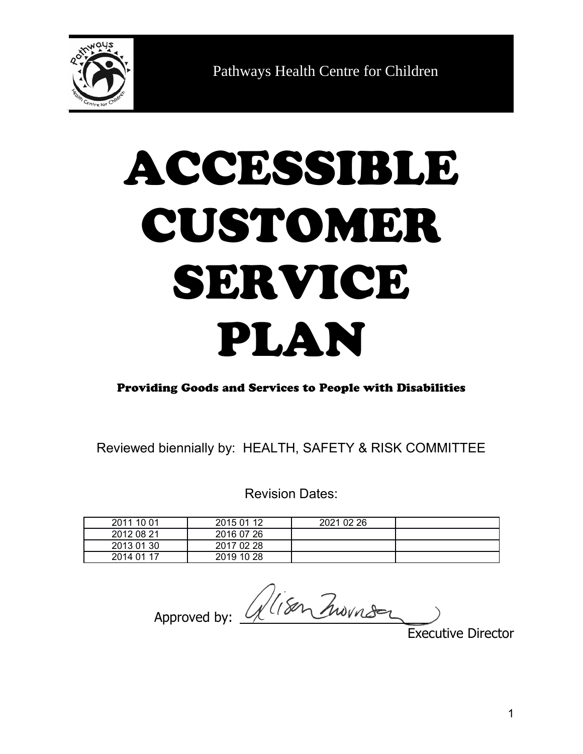Pathways Health Centre for Children

# ACCESSIBLE CUSTOMER SERVICE PLAN

**Providing Goods and Services to People with Disabilities**

Reviewed biennially by: HEALTH, SAFETY & RISK COMMITTEE

Revision Dates:

| | | | |
|---|---|---|---|
| 2011 10 01 | 2015 01 12 | 2021 02 26 | |
| 2012 08 21 | 2016 07 26 | | |
| 2013 01 30 | 2017 02 28 | | |
| 2014 01 17 | 2019 10 28 | | |

Approved by: Alison Thornton
Executive Director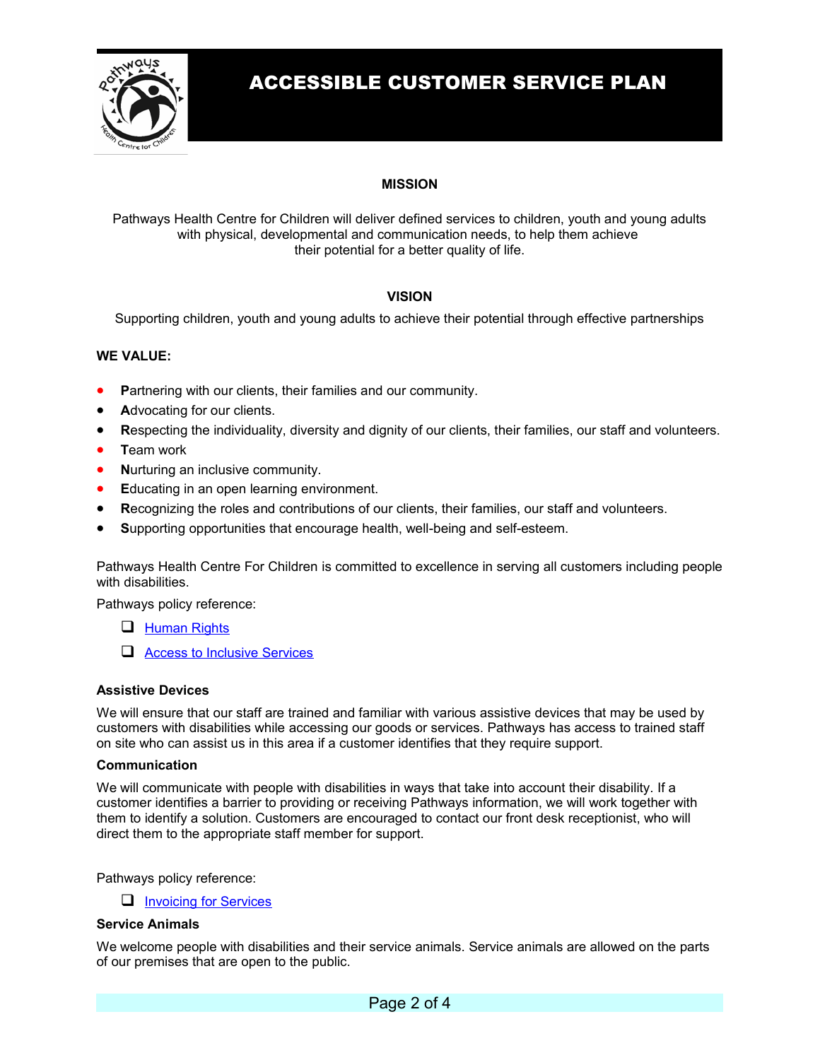# ACCESSIBLE CUSTOMER SERVICE PLAN

**MISSION**

Pathways Health Centre for Children will deliver defined services to children, youth and young adults with physical, developmental and communication needs, to help them achieve their potential for a better quality of life.

**VISION**

Supporting children, youth and young adults to achieve their potential through effective partnerships

**WE VALUE:**

- **P**artnering with our clients, their families and our community.
- **A**dvocating for our clients.
- **R**especting the individuality, diversity and dignity of our clients, their families, our staff and volunteers.
- **T**eam work
- **N**urturing an inclusive community.
- **E**ducating in an open learning environment.
- **R**ecognizing the roles and contributions of our clients, their families, our staff and volunteers.
- **S**upporting opportunities that encourage health, well-being and self-esteem.

Pathways Health Centre For Children is committed to excellence in serving all customers including people with disabilities.

Pathways policy reference:

- [ ] Human Rights
- [ ] Access to Inclusive Services

### Assistive Devices

We will ensure that our staff are trained and familiar with various assistive devices that may be used by customers with disabilities while accessing our goods or services. Pathways has access to trained staff on site who can assist us in this area if a customer identifies that they require support.

### Communication

We will communicate with people with disabilities in ways that take into account their disability. If a customer identifies a barrier to providing or receiving Pathways information, we will work together with them to identify a solution. Customers are encouraged to contact our front desk receptionist, who will direct them to the appropriate staff member for support.

Pathways policy reference:

- [ ] Invoicing for Services

### Service Animals

We welcome people with disabilities and their service animals. Service animals are allowed on the parts of our premises that are open to the public.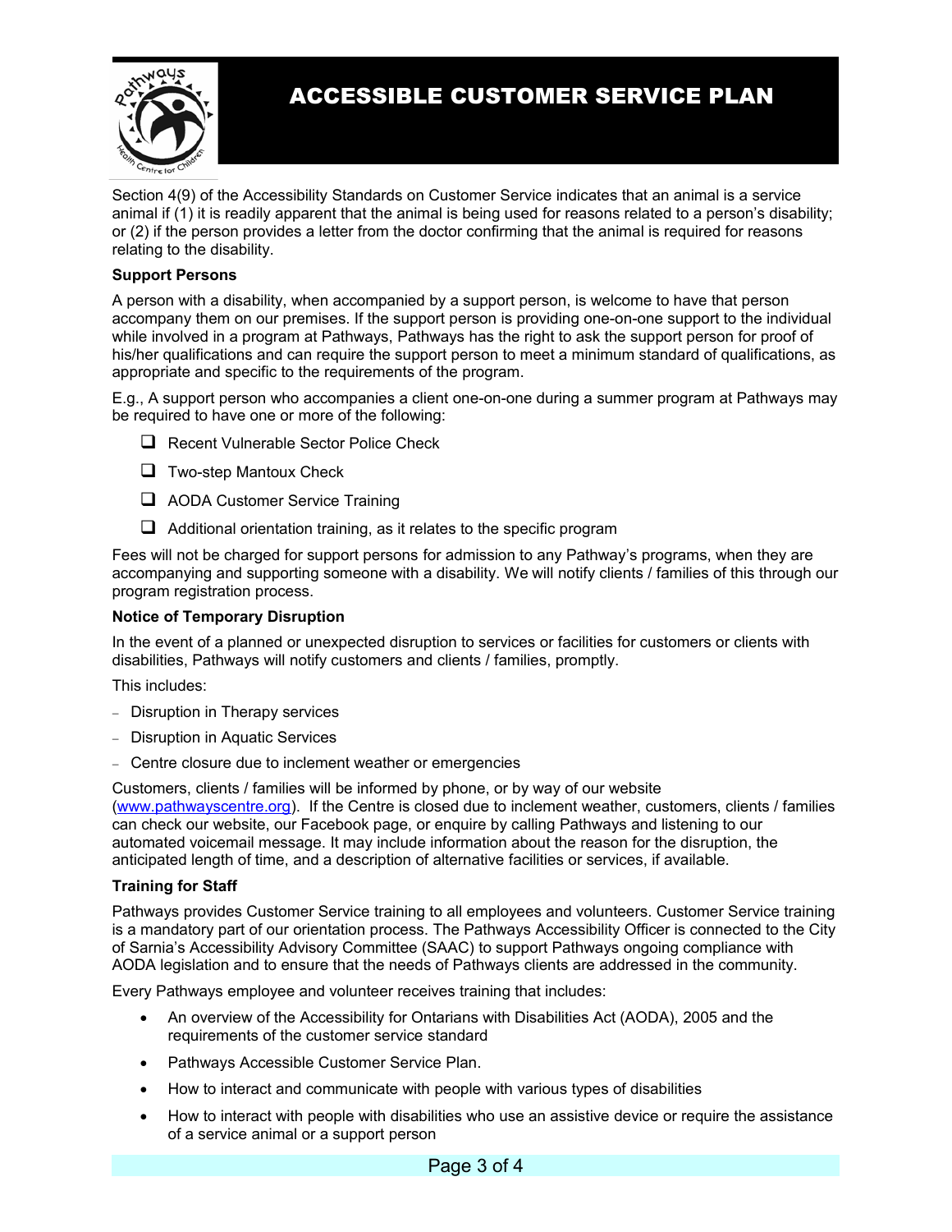# ACCESSIBLE CUSTOMER SERVICE PLAN

Section 4(9) of the Accessibility Standards on Customer Service indicates that an animal is a service animal if (1) it is readily apparent that the animal is being used for reasons related to a person's disability; or (2) if the person provides a letter from the doctor confirming that the animal is required for reasons relating to the disability.

**Support Persons**

A person with a disability, when accompanied by a support person, is welcome to have that person accompany them on our premises. If the support person is providing one-on-one support to the individual while involved in a program at Pathways, Pathways has the right to ask the support person for proof of his/her qualifications and can require the support person to meet a minimum standard of qualifications, as appropriate and specific to the requirements of the program.

E.g., A support person who accompanies a client one-on-one during a summer program at Pathways may be required to have one or more of the following:

- [ ] Recent Vulnerable Sector Police Check
- [ ] Two-step Mantoux Check
- [ ] AODA Customer Service Training
- [ ] Additional orientation training, as it relates to the specific program

Fees will not be charged for support persons for admission to any Pathway's programs, when they are accompanying and supporting someone with a disability. We will notify clients / families of this through our program registration process.

**Notice of Temporary Disruption**

In the event of a planned or unexpected disruption to services or facilities for customers or clients with disabilities, Pathways will notify customers and clients / families, promptly.

This includes:

- Disruption in Therapy services
- Disruption in Aquatic Services
- Centre closure due to inclement weather or emergencies

Customers, clients / families will be informed by phone, or by way of our website (www.pathwayscentre.org). If the Centre is closed due to inclement weather, customers, clients / families can check our website, our Facebook page, or enquire by calling Pathways and listening to our automated voicemail message. It may include information about the reason for the disruption, the anticipated length of time, and a description of alternative facilities or services, if available.

**Training for Staff**

Pathways provides Customer Service training to all employees and volunteers. Customer Service training is a mandatory part of our orientation process. The Pathways Accessibility Officer is connected to the City of Sarnia's Accessibility Advisory Committee (SAAC) to support Pathways ongoing compliance with AODA legislation and to ensure that the needs of Pathways clients are addressed in the community.

Every Pathways employee and volunteer receives training that includes:

- An overview of the Accessibility for Ontarians with Disabilities Act (AODA), 2005 and the requirements of the customer service standard
- Pathways Accessible Customer Service Plan.
- How to interact and communicate with people with various types of disabilities
- How to interact with people with disabilities who use an assistive device or require the assistance of a service animal or a support person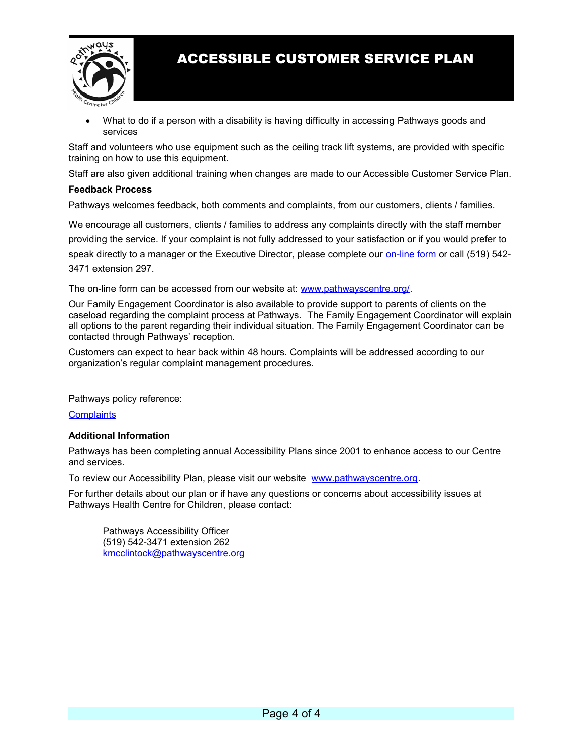- What to do if a person with a disability is having difficulty in accessing Pathways goods and services

Staff and volunteers who use equipment such as the ceiling track lift systems, are provided with specific training on how to use this equipment.

Staff are also given additional training when changes are made to our Accessible Customer Service Plan.

**Feedback Process**

Pathways welcomes feedback, both comments and complaints, from our customers, clients / families.

We encourage all customers, clients / families to address any complaints directly with the staff member providing the service. If your complaint is not fully addressed to your satisfaction or if you would prefer to speak directly to a manager or the Executive Director, please complete our on-line form or call (519) 542-3471 extension 297.

The on-line form can be accessed from our website at: www.pathwayscentre.org/.

Our Family Engagement Coordinator is also available to provide support to parents of clients on the caseload regarding the complaint process at Pathways. The Family Engagement Coordinator will explain all options to the parent regarding their individual situation. The Family Engagement Coordinator can be contacted through Pathways' reception.

Customers can expect to hear back within 48 hours. Complaints will be addressed according to our organization's regular complaint management procedures.

Pathways policy reference:

Complaints

**Additional Information**

Pathways has been completing annual Accessibility Plans since 2001 to enhance access to our Centre and services.

To review our Accessibility Plan, please visit our website www.pathwayscentre.org.

For further details about our plan or if have any questions or concerns about accessibility issues at Pathways Health Centre for Children, please contact:

Pathways Accessibility Officer
(519) 542-3471 extension 262
kmcclintock@pathwayscentre.org